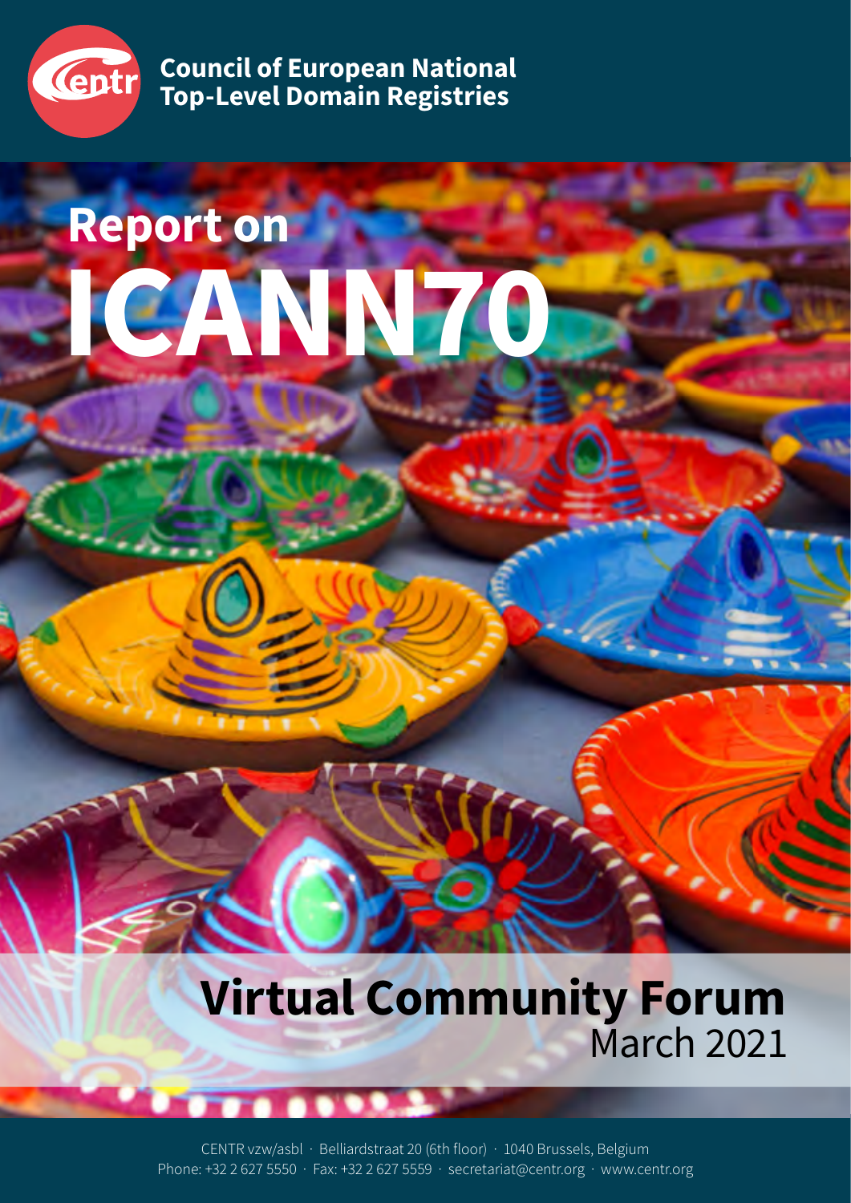Council of European National Top-Level Domain Registries

# Report on ICANN70

## Virtual Community Forum

March 2021

CENTR vzw/asbl · Belliardstraat 20 (6th floor) · 1040 Brussels, Belgium
Phone: +32 2 627 5550 · Fax: +32 2 627 5559 · secretariat@centr.org · www.centr.org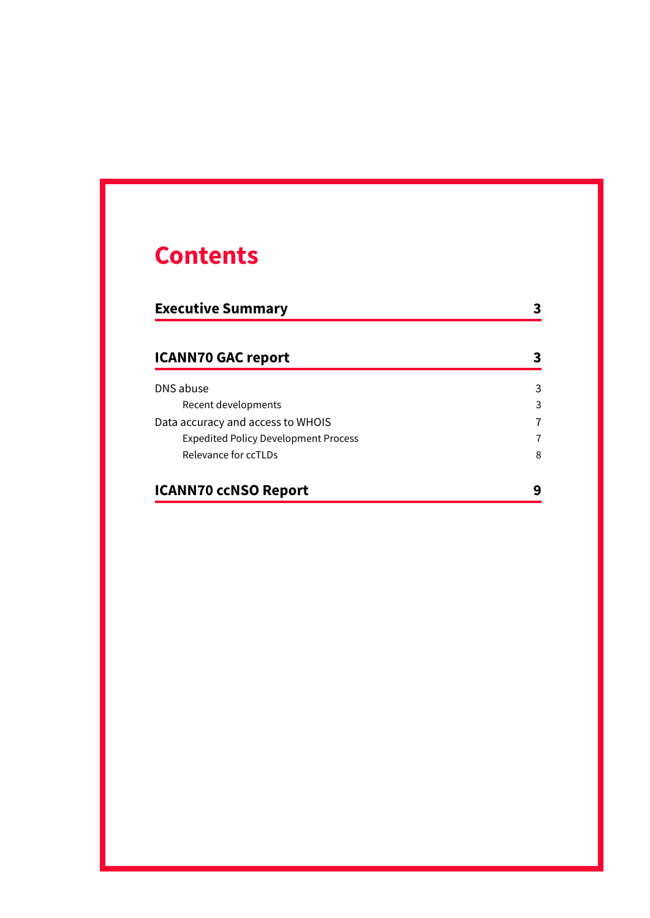# Contents

| | |
|---|---|
| **Executive Summary** | **3** |
| **ICANN70 GAC report** | **3** |
| DNS abuse | 3 |
| Recent developments | 3 |
| Data accuracy and access to WHOIS | 7 |
| Expedited Policy Development Process | 7 |
| Relevance for ccTLDs | 8 |
| **ICANN70 ccNSO Report** | **9** |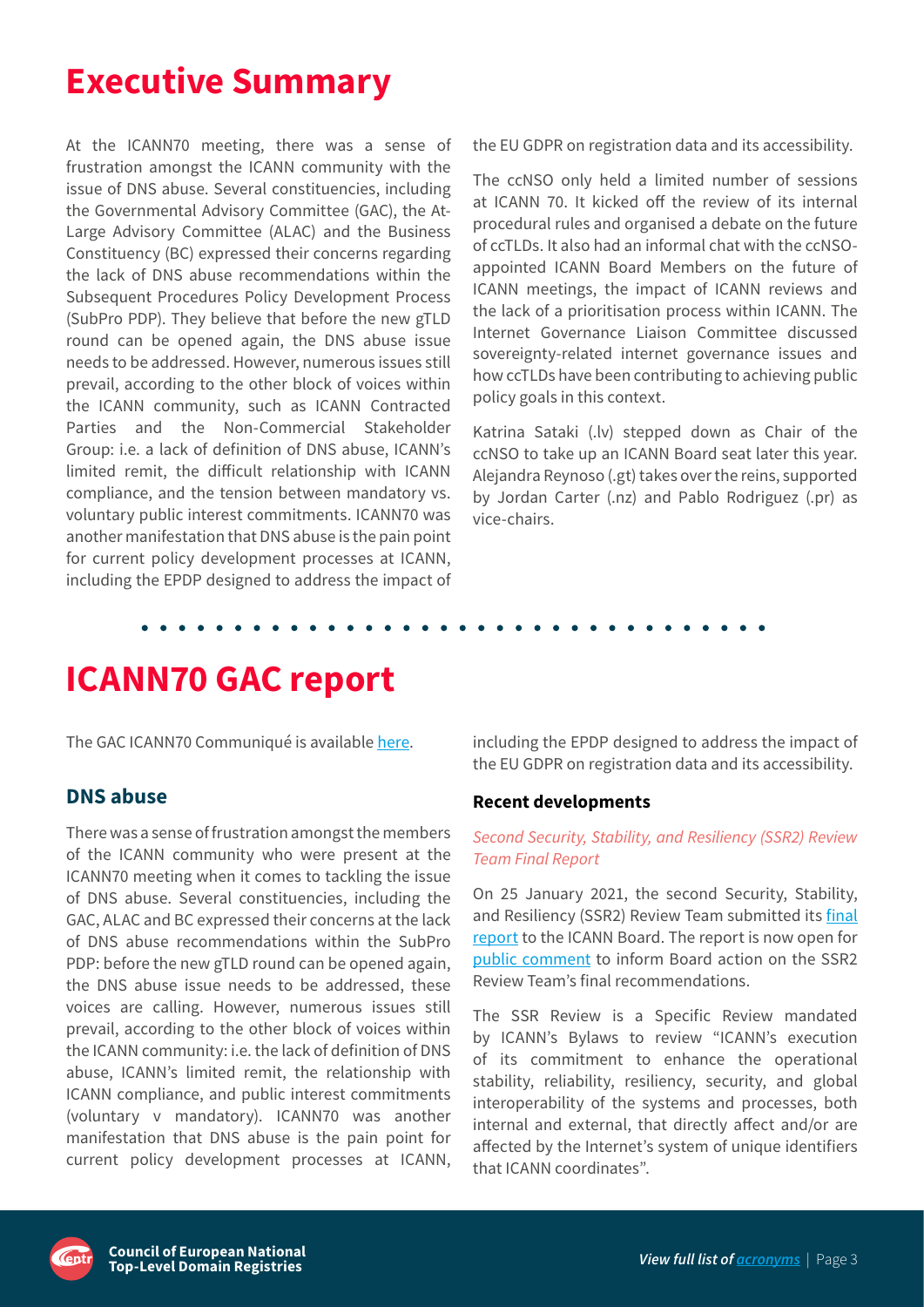# Executive Summary

At the ICANN70 meeting, there was a sense of frustration amongst the ICANN community with the issue of DNS abuse. Several constituencies, including the Governmental Advisory Committee (GAC), the At-Large Advisory Committee (ALAC) and the Business Constituency (BC) expressed their concerns regarding the lack of DNS abuse recommendations within the Subsequent Procedures Policy Development Process (SubPro PDP). They believe that before the new gTLD round can be opened again, the DNS abuse issue needs to be addressed. However, numerous issues still prevail, according to the other block of voices within the ICANN community, such as ICANN Contracted Parties and the Non-Commercial Stakeholder Group: i.e. a lack of definition of DNS abuse, ICANN's limited remit, the difficult relationship with ICANN compliance, and the tension between mandatory vs. voluntary public interest commitments. ICANN70 was another manifestation that DNS abuse is the pain point for current policy development processes at ICANN, including the EPDP designed to address the impact of the EU GDPR on registration data and its accessibility.

The ccNSO only held a limited number of sessions at ICANN 70. It kicked off the review of its internal procedural rules and organised a debate on the future of ccTLDs. It also had an informal chat with the ccNSO-appointed ICANN Board Members on the future of ICANN meetings, the impact of ICANN reviews and the lack of a prioritisation process within ICANN. The Internet Governance Liaison Committee discussed sovereignty-related internet governance issues and how ccTLDs have been contributing to achieving public policy goals in this context.

Katrina Sataki (.lv) stepped down as Chair of the ccNSO to take up an ICANN Board seat later this year. Alejandra Reynoso (.gt) takes over the reins, supported by Jordan Carter (.nz) and Pablo Rodriguez (.pr) as vice-chairs.

# ICANN70 GAC report

The GAC ICANN70 Communiqué is available [here](#).

## DNS abuse

There was a sense of frustration amongst the members of the ICANN community who were present at the ICANN70 meeting when it comes to tackling the issue of DNS abuse. Several constituencies, including the GAC, ALAC and BC expressed their concerns at the lack of DNS abuse recommendations within the SubPro PDP: before the new gTLD round can be opened again, the DNS abuse issue needs to be addressed, these voices are calling. However, numerous issues still prevail, according to the other block of voices within the ICANN community: i.e. the lack of definition of DNS abuse, ICANN's limited remit, the relationship with ICANN compliance, and public interest commitments (voluntary v mandatory). ICANN70 was another manifestation that DNS abuse is the pain point for current policy development processes at ICANN, including the EPDP designed to address the impact of the EU GDPR on registration data and its accessibility.

### Recent developments

*Second Security, Stability, and Resiliency (SSR2) Review Team Final Report*

On 25 January 2021, the second Security, Stability, and Resiliency (SSR2) Review Team submitted its [final report](#) to the ICANN Board. The report is now open for [public comment](#) to inform Board action on the SSR2 Review Team's final recommendations.

The SSR Review is a Specific Review mandated by ICANN's Bylaws to review "ICANN's execution of its commitment to enhance the operational stability, reliability, resiliency, security, and global interoperability of the systems and processes, both internal and external, that directly affect and/or are affected by the Internet's system of unique identifiers that ICANN coordinates".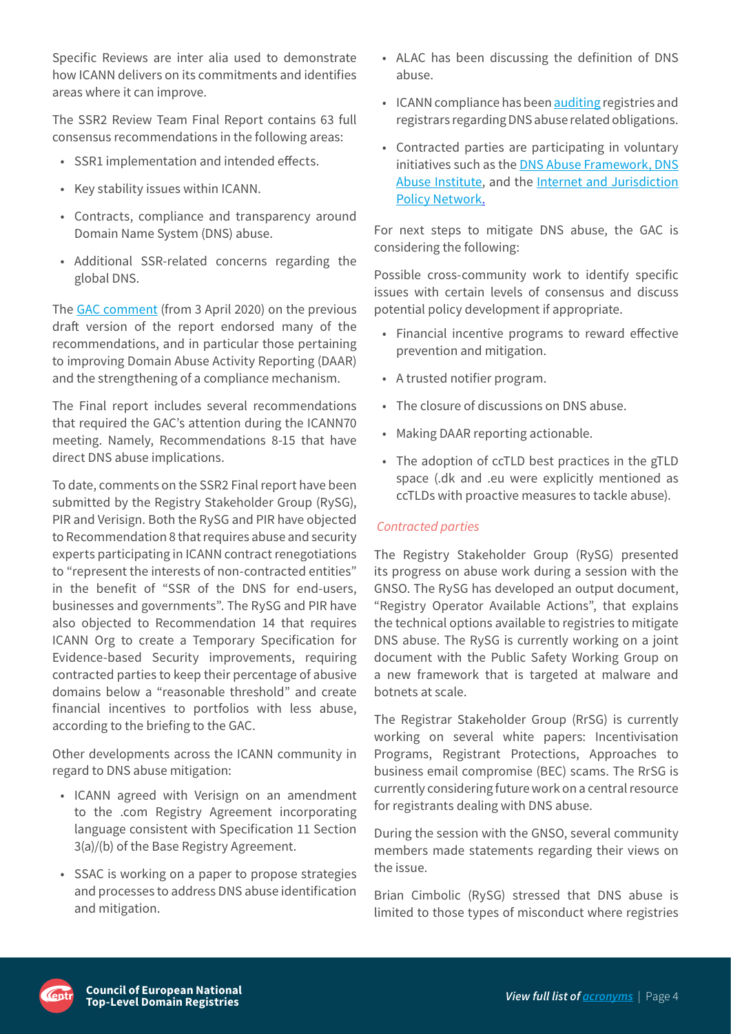Specific Reviews are inter alia used to demonstrate how ICANN delivers on its commitments and identifies areas where it can improve.

The SSR2 Review Team Final Report contains 63 full consensus recommendations in the following areas:

- SSR1 implementation and intended effects.
- Key stability issues within ICANN.
- Contracts, compliance and transparency around Domain Name System (DNS) abuse.
- Additional SSR-related concerns regarding the global DNS.

The GAC comment (from 3 April 2020) on the previous draft version of the report endorsed many of the recommendations, and in particular those pertaining to improving Domain Abuse Activity Reporting (DAAR) and the strengthening of a compliance mechanism.

The Final report includes several recommendations that required the GAC's attention during the ICANN70 meeting. Namely, Recommendations 8-15 that have direct DNS abuse implications.

To date, comments on the SSR2 Final report have been submitted by the Registry Stakeholder Group (RySG), PIR and Verisign. Both the RySG and PIR have objected to Recommendation 8 that requires abuse and security experts participating in ICANN contract renegotiations to "represent the interests of non-contracted entities" in the benefit of "SSR of the DNS for end-users, businesses and governments". The RySG and PIR have also objected to Recommendation 14 that requires ICANN Org to create a Temporary Specification for Evidence-based Security improvements, requiring contracted parties to keep their percentage of abusive domains below a "reasonable threshold" and create financial incentives to portfolios with less abuse, according to the briefing to the GAC.

Other developments across the ICANN community in regard to DNS abuse mitigation:

- ICANN agreed with Verisign on an amendment to the .com Registry Agreement incorporating language consistent with Specification 11 Section 3(a)/(b) of the Base Registry Agreement.
- SSAC is working on a paper to propose strategies and processes to address DNS abuse identification and mitigation.
- ALAC has been discussing the definition of DNS abuse.
- ICANN compliance has been auditing registries and registrars regarding DNS abuse related obligations.
- Contracted parties are participating in voluntary initiatives such as the DNS Abuse Framework, DNS Abuse Institute, and the Internet and Jurisdiction Policy Network.

For next steps to mitigate DNS abuse, the GAC is considering the following:

Possible cross-community work to identify specific issues with certain levels of consensus and discuss potential policy development if appropriate.

- Financial incentive programs to reward effective prevention and mitigation.
- A trusted notifier program.
- The closure of discussions on DNS abuse.
- Making DAAR reporting actionable.
- The adoption of ccTLD best practices in the gTLD space (.dk and .eu were explicitly mentioned as ccTLDs with proactive measures to tackle abuse).

*Contracted parties*

The Registry Stakeholder Group (RySG) presented its progress on abuse work during a session with the GNSO. The RySG has developed an output document, "Registry Operator Available Actions", that explains the technical options available to registries to mitigate DNS abuse. The RySG is currently working on a joint document with the Public Safety Working Group on a new framework that is targeted at malware and botnets at scale.

The Registrar Stakeholder Group (RrSG) is currently working on several white papers: Incentivisation Programs, Registrant Protections, Approaches to business email compromise (BEC) scams. The RrSG is currently considering future work on a central resource for registrants dealing with DNS abuse.

During the session with the GNSO, several community members made statements regarding their views on the issue.

Brian Cimbolic (RySG) stressed that DNS abuse is limited to those types of misconduct where registries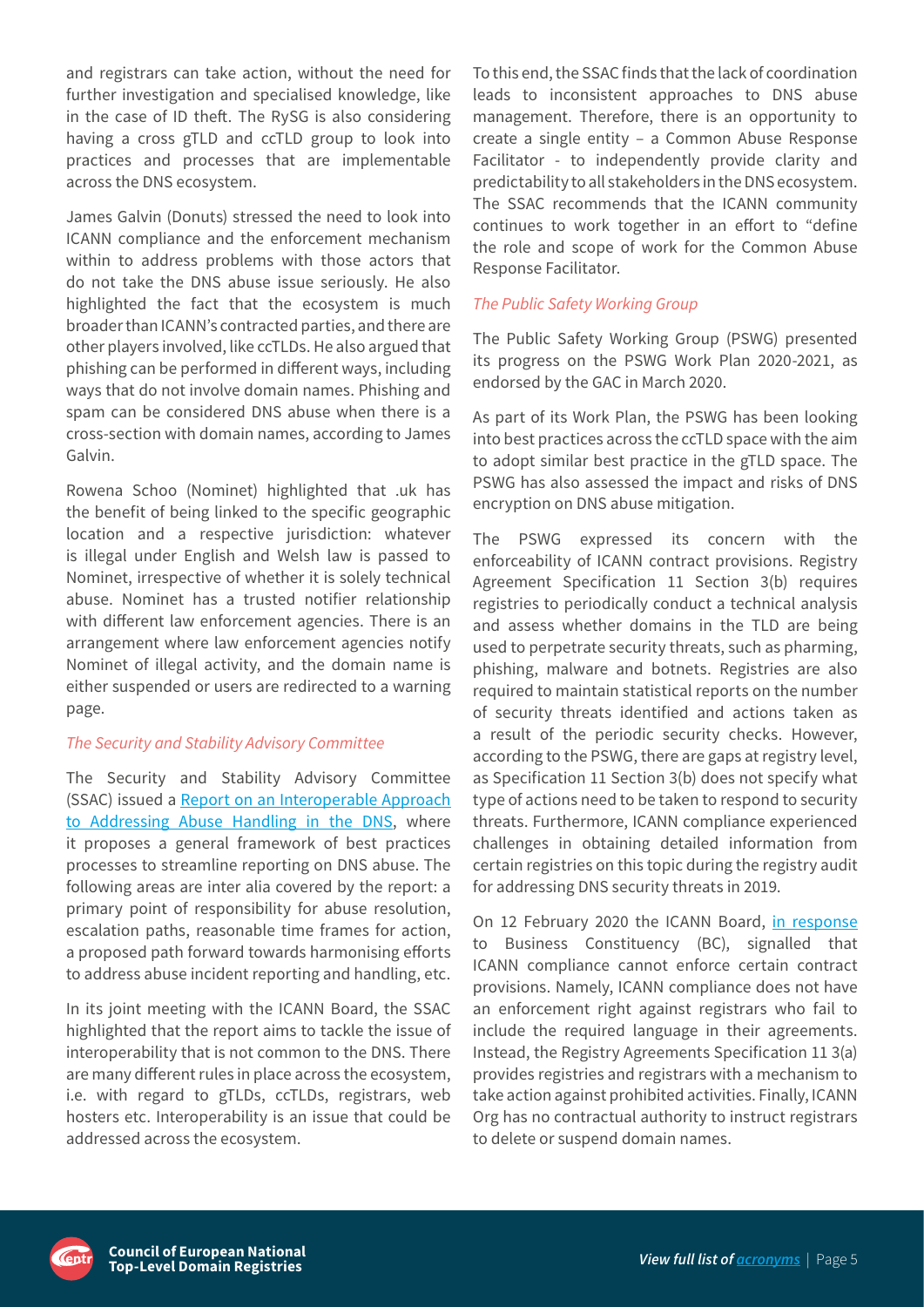and registrars can take action, without the need for further investigation and specialised knowledge, like in the case of ID theft. The RySG is also considering having a cross gTLD and ccTLD group to look into practices and processes that are implementable across the DNS ecosystem.

James Galvin (Donuts) stressed the need to look into ICANN compliance and the enforcement mechanism within to address problems with those actors that do not take the DNS abuse issue seriously. He also highlighted the fact that the ecosystem is much broader than ICANN's contracted parties, and there are other players involved, like ccTLDs. He also argued that phishing can be performed in different ways, including ways that do not involve domain names. Phishing and spam can be considered DNS abuse when there is a cross-section with domain names, according to James Galvin.

Rowena Schoo (Nominet) highlighted that .uk has the benefit of being linked to the specific geographic location and a respective jurisdiction: whatever is illegal under English and Welsh law is passed to Nominet, irrespective of whether it is solely technical abuse. Nominet has a trusted notifier relationship with different law enforcement agencies. There is an arrangement where law enforcement agencies notify Nominet of illegal activity, and the domain name is either suspended or users are redirected to a warning page.

### *The Security and Stability Advisory Committee*

The Security and Stability Advisory Committee (SSAC) issued a [Report on an Interoperable Approach to Addressing Abuse Handling in the DNS](), where it proposes a general framework of best practices processes to streamline reporting on DNS abuse. The following areas are inter alia covered by the report: a primary point of responsibility for abuse resolution, escalation paths, reasonable time frames for action, a proposed path forward towards harmonising efforts to address abuse incident reporting and handling, etc.

In its joint meeting with the ICANN Board, the SSAC highlighted that the report aims to tackle the issue of interoperability that is not common to the DNS. There are many different rules in place across the ecosystem, i.e. with regard to gTLDs, ccTLDs, registrars, web hosters etc. Interoperability is an issue that could be addressed across the ecosystem.

To this end, the SSAC finds that the lack of coordination leads to inconsistent approaches to DNS abuse management. Therefore, there is an opportunity to create a single entity – a Common Abuse Response Facilitator - to independently provide clarity and predictability to all stakeholders in the DNS ecosystem. The SSAC recommends that the ICANN community continues to work together in an effort to "define the role and scope of work for the Common Abuse Response Facilitator.

### *The Public Safety Working Group*

The Public Safety Working Group (PSWG) presented its progress on the PSWG Work Plan 2020-2021, as endorsed by the GAC in March 2020.

As part of its Work Plan, the PSWG has been looking into best practices across the ccTLD space with the aim to adopt similar best practice in the gTLD space. The PSWG has also assessed the impact and risks of DNS encryption on DNS abuse mitigation.

The PSWG expressed its concern with the enforceability of ICANN contract provisions. Registry Agreement Specification 11 Section 3(b) requires registries to periodically conduct a technical analysis and assess whether domains in the TLD are being used to perpetrate security threats, such as pharming, phishing, malware and botnets. Registries are also required to maintain statistical reports on the number of security threats identified and actions taken as a result of the periodic security checks. However, according to the PSWG, there are gaps at registry level, as Specification 11 Section 3(b) does not specify what type of actions need to be taken to respond to security threats. Furthermore, ICANN compliance experienced challenges in obtaining detailed information from certain registries on this topic during the registry audit for addressing DNS security threats in 2019.

On 12 February 2020 the ICANN Board, [in response]() to Business Constituency (BC), signalled that ICANN compliance cannot enforce certain contract provisions. Namely, ICANN compliance does not have an enforcement right against registrars who fail to include the required language in their agreements. Instead, the Registry Agreements Specification 11 3(a) provides registries and registrars with a mechanism to take action against prohibited activities. Finally, ICANN Org has no contractual authority to instruct registrars to delete or suspend domain names.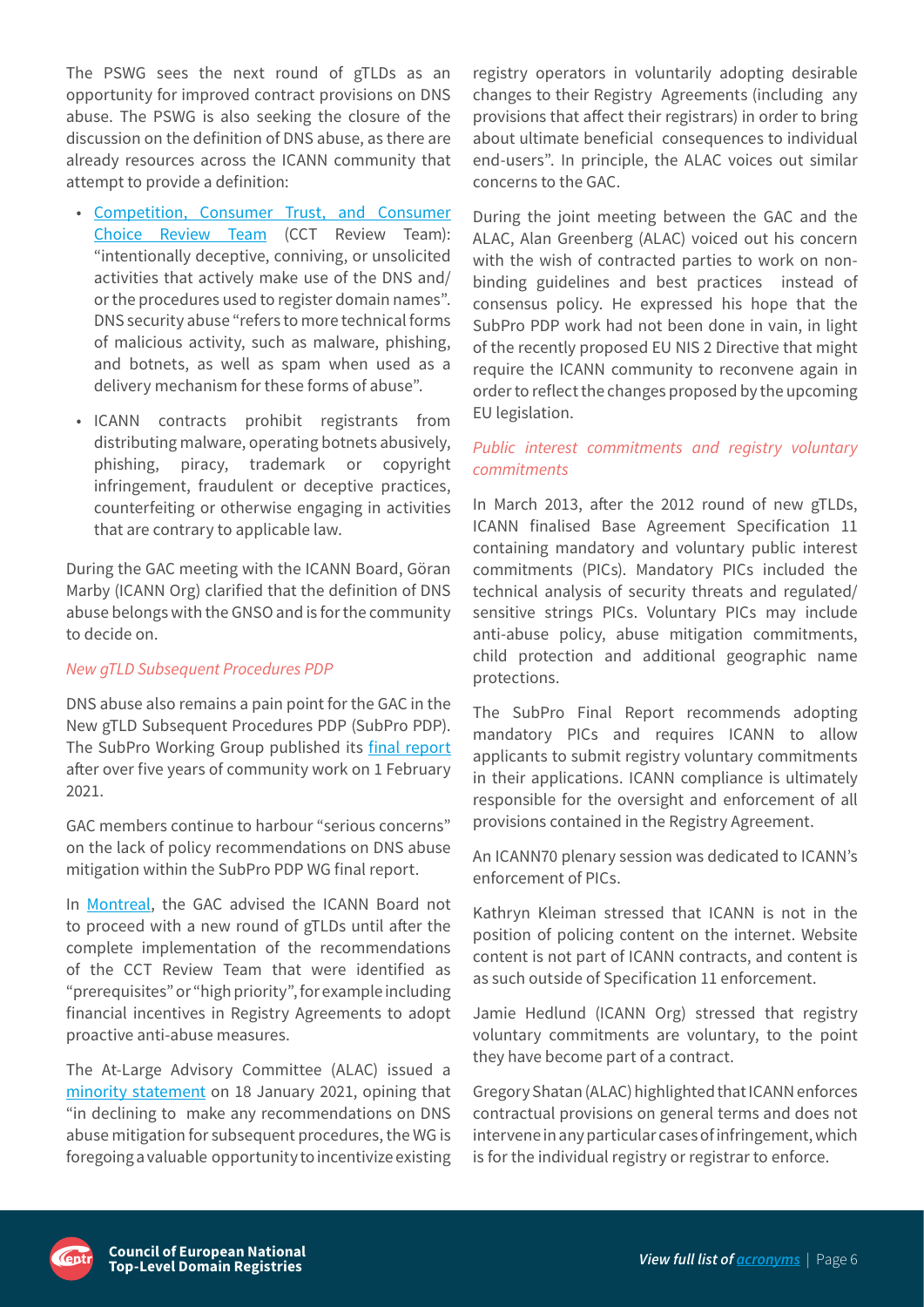The PSWG sees the next round of gTLDs as an opportunity for improved contract provisions on DNS abuse. The PSWG is also seeking the closure of the discussion on the definition of DNS abuse, as there are already resources across the ICANN community that attempt to provide a definition:

- [Competition, Consumer Trust, and Consumer Choice Review Team](#) (CCT Review Team): "intentionally deceptive, conniving, or unsolicited activities that actively make use of the DNS and/or the procedures used to register domain names". DNS security abuse "refers to more technical forms of malicious activity, such as malware, phishing, and botnets, as well as spam when used as a delivery mechanism for these forms of abuse".
- ICANN contracts prohibit registrants from distributing malware, operating botnets abusively, phishing, piracy, trademark or copyright infringement, fraudulent or deceptive practices, counterfeiting or otherwise engaging in activities that are contrary to applicable law.

During the GAC meeting with the ICANN Board, Göran Marby (ICANN Org) clarified that the definition of DNS abuse belongs with the GNSO and is for the community to decide on.

*New gTLD Subsequent Procedures PDP*

DNS abuse also remains a pain point for the GAC in the New gTLD Subsequent Procedures PDP (SubPro PDP). The SubPro Working Group published its [final report](#) after over five years of community work on 1 February 2021.

GAC members continue to harbour "serious concerns" on the lack of policy recommendations on DNS abuse mitigation within the SubPro PDP WG final report.

In [Montreal](#), the GAC advised the ICANN Board not to proceed with a new round of gTLDs until after the complete implementation of the recommendations of the CCT Review Team that were identified as "prerequisites" or "high priority", for example including financial incentives in Registry Agreements to adopt proactive anti-abuse measures.

The At-Large Advisory Committee (ALAC) issued a [minority statement](#) on 18 January 2021, opining that "in declining to make any recommendations on DNS abuse mitigation for subsequent procedures, the WG is foregoing a valuable opportunity to incentivize existing registry operators in voluntarily adopting desirable changes to their Registry Agreements (including any provisions that affect their registrars) in order to bring about ultimate beneficial consequences to individual end-users". In principle, the ALAC voices out similar concerns to the GAC.

During the joint meeting between the GAC and the ALAC, Alan Greenberg (ALAC) voiced out his concern with the wish of contracted parties to work on non-binding guidelines and best practices instead of consensus policy. He expressed his hope that the SubPro PDP work had not been done in vain, in light of the recently proposed EU NIS 2 Directive that might require the ICANN community to reconvene again in order to reflect the changes proposed by the upcoming EU legislation.

*Public interest commitments and registry voluntary commitments*

In March 2013, after the 2012 round of new gTLDs, ICANN finalised Base Agreement Specification 11 containing mandatory and voluntary public interest commitments (PICs). Mandatory PICs included the technical analysis of security threats and regulated/sensitive strings PICs. Voluntary PICs may include anti-abuse policy, abuse mitigation commitments, child protection and additional geographic name protections.

The SubPro Final Report recommends adopting mandatory PICs and requires ICANN to allow applicants to submit registry voluntary commitments in their applications. ICANN compliance is ultimately responsible for the oversight and enforcement of all provisions contained in the Registry Agreement.

An ICANN70 plenary session was dedicated to ICANN's enforcement of PICs.

Kathryn Kleiman stressed that ICANN is not in the position of policing content on the internet. Website content is not part of ICANN contracts, and content is as such outside of Specification 11 enforcement.

Jamie Hedlund (ICANN Org) stressed that registry voluntary commitments are voluntary, to the point they have become part of a contract.

Gregory Shatan (ALAC) highlighted that ICANN enforces contractual provisions on general terms and does not intervene in any particular cases of infringement, which is for the individual registry or registrar to enforce.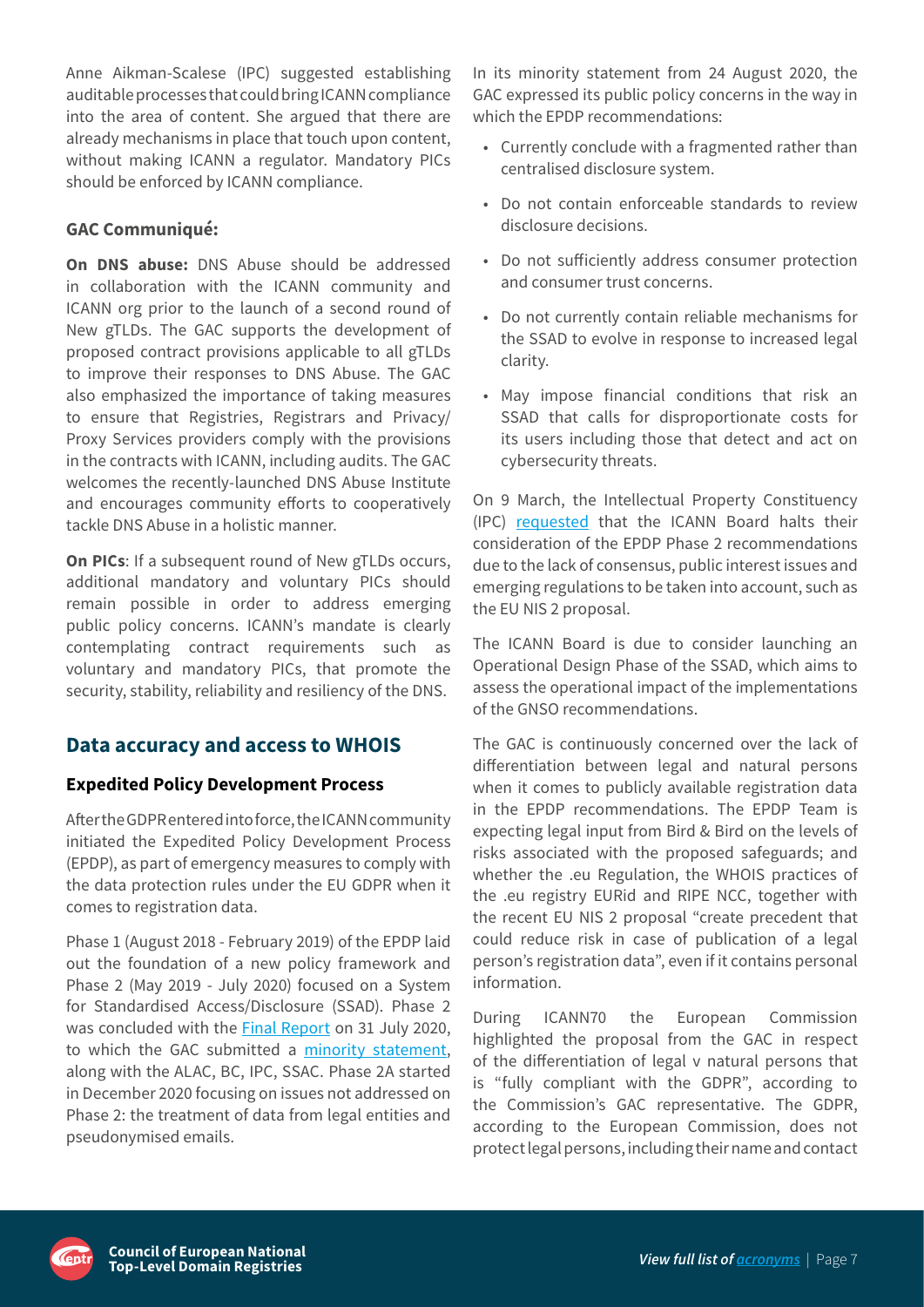Anne Aikman-Scalese (IPC) suggested establishing auditable processes that could bring ICANN compliance into the area of content. She argued that there are already mechanisms in place that touch upon content, without making ICANN a regulator. Mandatory PICs should be enforced by ICANN compliance.

### GAC Communiqué:

**On DNS abuse:** DNS Abuse should be addressed in collaboration with the ICANN community and ICANN org prior to the launch of a second round of New gTLDs. The GAC supports the development of proposed contract provisions applicable to all gTLDs to improve their responses to DNS Abuse. The GAC also emphasized the importance of taking measures to ensure that Registries, Registrars and Privacy/Proxy Services providers comply with the provisions in the contracts with ICANN, including audits. The GAC welcomes the recently-launched DNS Abuse Institute and encourages community efforts to cooperatively tackle DNS Abuse in a holistic manner.

**On PICs**: If a subsequent round of New gTLDs occurs, additional mandatory and voluntary PICs should remain possible in order to address emerging public policy concerns. ICANN's mandate is clearly contemplating contract requirements such as voluntary and mandatory PICs, that promote the security, stability, reliability and resiliency of the DNS.

## Data accuracy and access to WHOIS

### Expedited Policy Development Process

After the GDPR entered into force, the ICANN community initiated the Expedited Policy Development Process (EPDP), as part of emergency measures to comply with the data protection rules under the EU GDPR when it comes to registration data.

Phase 1 (August 2018 - February 2019) of the EPDP laid out the foundation of a new policy framework and Phase 2 (May 2019 - July 2020) focused on a System for Standardised Access/Disclosure (SSAD). Phase 2 was concluded with the Final Report on 31 July 2020, to which the GAC submitted a minority statement, along with the ALAC, BC, IPC, SSAC. Phase 2A started in December 2020 focusing on issues not addressed on Phase 2: the treatment of data from legal entities and pseudonymised emails.

In its minority statement from 24 August 2020, the GAC expressed its public policy concerns in the way in which the EPDP recommendations:

- Currently conclude with a fragmented rather than centralised disclosure system.
- Do not contain enforceable standards to review disclosure decisions.
- Do not sufficiently address consumer protection and consumer trust concerns.
- Do not currently contain reliable mechanisms for the SSAD to evolve in response to increased legal clarity.
- May impose financial conditions that risk an SSAD that calls for disproportionate costs for its users including those that detect and act on cybersecurity threats.

On 9 March, the Intellectual Property Constituency (IPC) requested that the ICANN Board halts their consideration of the EPDP Phase 2 recommendations due to the lack of consensus, public interest issues and emerging regulations to be taken into account, such as the EU NIS 2 proposal.

The ICANN Board is due to consider launching an Operational Design Phase of the SSAD, which aims to assess the operational impact of the implementations of the GNSO recommendations.

The GAC is continuously concerned over the lack of differentiation between legal and natural persons when it comes to publicly available registration data in the EPDP recommendations. The EPDP Team is expecting legal input from Bird & Bird on the levels of risks associated with the proposed safeguards; and whether the .eu Regulation, the WHOIS practices of the .eu registry EURid and RIPE NCC, together with the recent EU NIS 2 proposal "create precedent that could reduce risk in case of publication of a legal person's registration data", even if it contains personal information.

During ICANN70 the European Commission highlighted the proposal from the GAC in respect of the differentiation of legal v natural persons that is "fully compliant with the GDPR", according to the Commission's GAC representative. The GDPR, according to the European Commission, does not protect legal persons, including their name and contact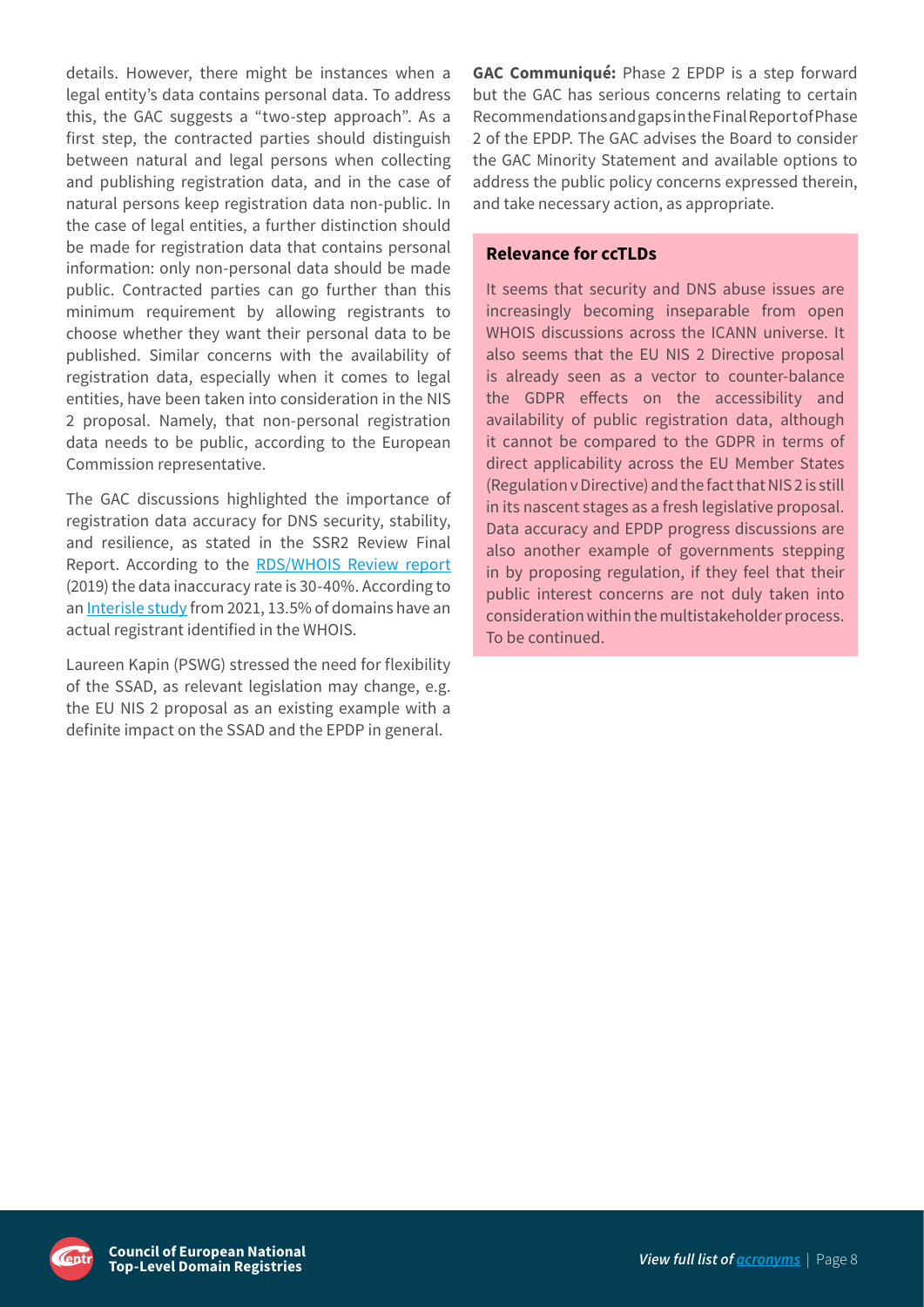details. However, there might be instances when a legal entity's data contains personal data. To address this, the GAC suggests a "two-step approach". As a first step, the contracted parties should distinguish between natural and legal persons when collecting and publishing registration data, and in the case of natural persons keep registration data non-public. In the case of legal entities, a further distinction should be made for registration data that contains personal information: only non-personal data should be made public. Contracted parties can go further than this minimum requirement by allowing registrants to choose whether they want their personal data to be published. Similar concerns with the availability of registration data, especially when it comes to legal entities, have been taken into consideration in the NIS 2 proposal. Namely, that non-personal registration data needs to be public, according to the European Commission representative.

The GAC discussions highlighted the importance of registration data accuracy for DNS security, stability, and resilience, as stated in the SSR2 Review Final Report. According to the [RDS/WHOIS Review report] (2019) the data inaccuracy rate is 30-40%. According to an [Interisle study] from 2021, 13.5% of domains have an actual registrant identified in the WHOIS.

Laureen Kapin (PSWG) stressed the need for flexibility of the SSAD, as relevant legislation may change, e.g. the EU NIS 2 proposal as an existing example with a definite impact on the SSAD and the EPDP in general.

**GAC Communiqué:** Phase 2 EPDP is a step forward but the GAC has serious concerns relating to certain Recommendations and gaps in the Final Report of Phase 2 of the EPDP. The GAC advises the Board to consider the GAC Minority Statement and available options to address the public policy concerns expressed therein, and take necessary action, as appropriate.

**Relevance for ccTLDs**

It seems that security and DNS abuse issues are increasingly becoming inseparable from open WHOIS discussions across the ICANN universe. It also seems that the EU NIS 2 Directive proposal is already seen as a vector to counter-balance the GDPR effects on the accessibility and availability of public registration data, although it cannot be compared to the GDPR in terms of direct applicability across the EU Member States (Regulation v Directive) and the fact that NIS 2 is still in its nascent stages as a fresh legislative proposal. Data accuracy and EPDP progress discussions are also another example of governments stepping in by proposing regulation, if they feel that their public interest concerns are not duly taken into consideration within the multistakeholder process. To be continued.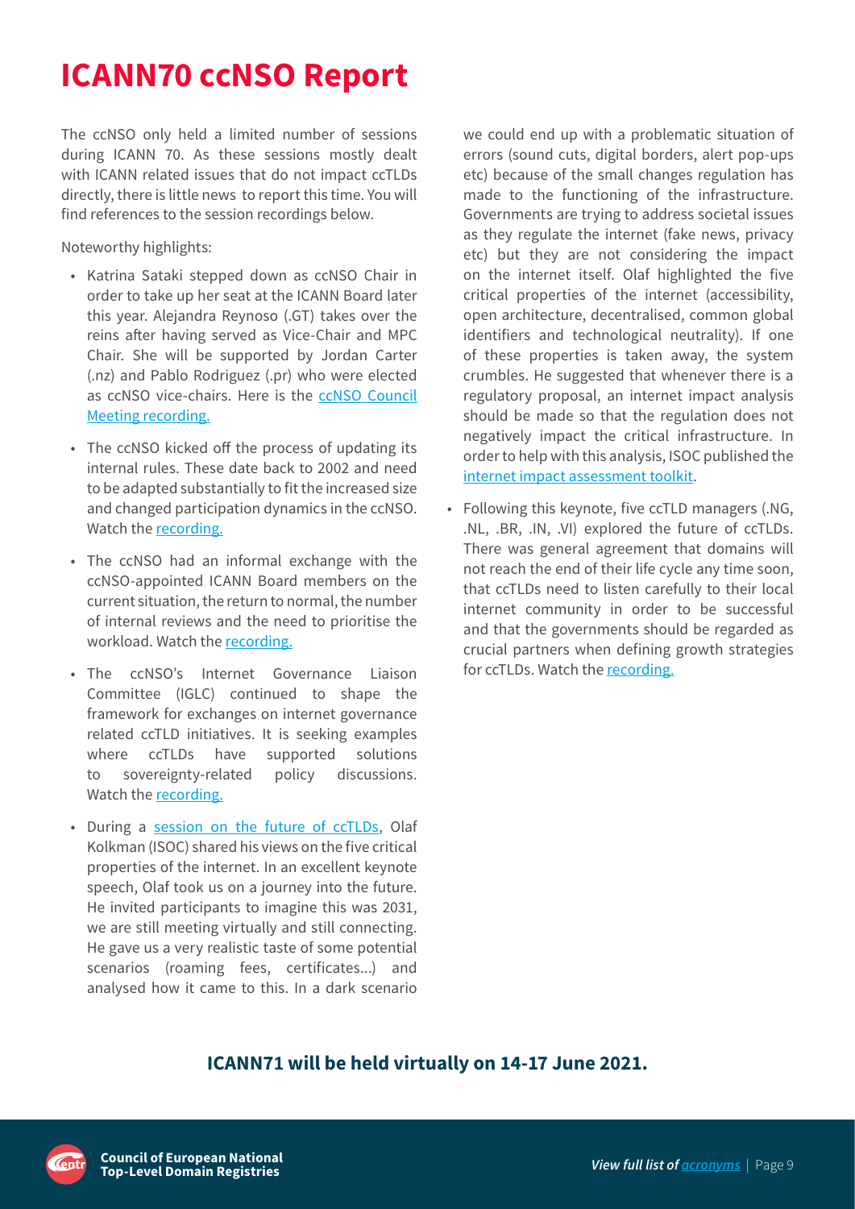# ICANN70 ccNSO Report

The ccNSO only held a limited number of sessions during ICANN 70. As these sessions mostly dealt with ICANN related issues that do not impact ccTLDs directly, there is little news to report this time. You will find references to the session recordings below.

Noteworthy highlights:

- Katrina Sataki stepped down as ccNSO Chair in order to take up her seat at the ICANN Board later this year. Alejandra Reynoso (.GT) takes over the reins after having served as Vice-Chair and MPC Chair. She will be supported by Jordan Carter (.nz) and Pablo Rodriguez (.pr) who were elected as ccNSO vice-chairs. Here is the [ccNSO Council Meeting recording.]
- The ccNSO kicked off the process of updating its internal rules. These date back to 2002 and need to be adapted substantially to fit the increased size and changed participation dynamics in the ccNSO. Watch the [recording.]
- The ccNSO had an informal exchange with the ccNSO-appointed ICANN Board members on the current situation, the return to normal, the number of internal reviews and the need to prioritise the workload. Watch the [recording.]
- The ccNSO's Internet Governance Liaison Committee (IGLC) continued to shape the framework for exchanges on internet governance related ccTLD initiatives. It is seeking examples where ccTLDs have supported solutions to sovereignty-related policy discussions. Watch the [recording.]
- During a [session on the future of ccTLDs], Olaf Kolkman (ISOC) shared his views on the five critical properties of the internet. In an excellent keynote speech, Olaf took us on a journey into the future. He invited participants to imagine this was 2031, we are still meeting virtually and still connecting. He gave us a very realistic taste of some potential scenarios (roaming fees, certificates...) and analysed how it came to this. In a dark scenario we could end up with a problematic situation of errors (sound cuts, digital borders, alert pop-ups etc) because of the small changes regulation has made to the functioning of the infrastructure. Governments are trying to address societal issues as they regulate the internet (fake news, privacy etc) but they are not considering the impact on the internet itself. Olaf highlighted the five critical properties of the internet (accessibility, open architecture, decentralised, common global identifiers and technological neutrality). If one of these properties is taken away, the system crumbles. He suggested that whenever there is a regulatory proposal, an internet impact analysis should be made so that the regulation does not negatively impact the critical infrastructure. In order to help with this analysis, ISOC published the [internet impact assessment toolkit].
- Following this keynote, five ccTLD managers (.NG, .NL, .BR, .IN, .VI) explored the future of ccTLDs. There was general agreement that domains will not reach the end of their life cycle any time soon, that ccTLDs need to listen carefully to their local internet community in order to be successful and that the governments should be regarded as crucial partners when defining growth strategies for ccTLDs. Watch the [recording.]

**ICANN71 will be held virtually on 14-17 June 2021.**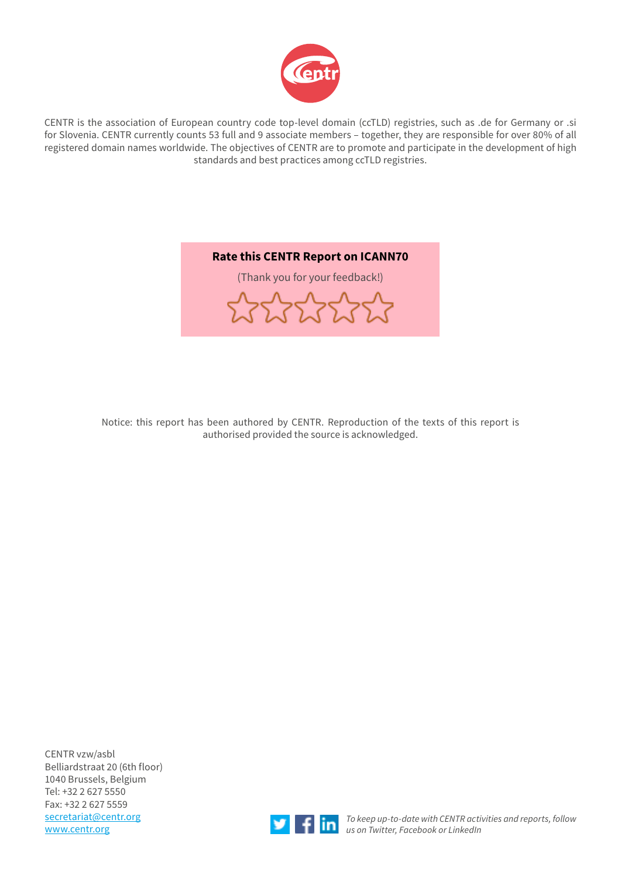CENTR is the association of European country code top-level domain (ccTLD) registries, such as .de for Germany or .si for Slovenia. CENTR currently counts 53 full and 9 associate members – together, they are responsible for over 80% of all registered domain names worldwide. The objectives of CENTR are to promote and participate in the development of high standards and best practices among ccTLD registries.

**Rate this CENTR Report on ICANN70**

(Thank you for your feedback!)

Notice: this report has been authored by CENTR. Reproduction of the texts of this report is authorised provided the source is acknowledged.

CENTR vzw/asbl
Belliardstraat 20 (6th floor)
1040 Brussels, Belgium
Tel: +32 2 627 5550
Fax: +32 2 627 5559
secretariat@centr.org
www.centr.org

*To keep up-to-date with CENTR activities and reports, follow us on Twitter, Facebook or LinkedIn*